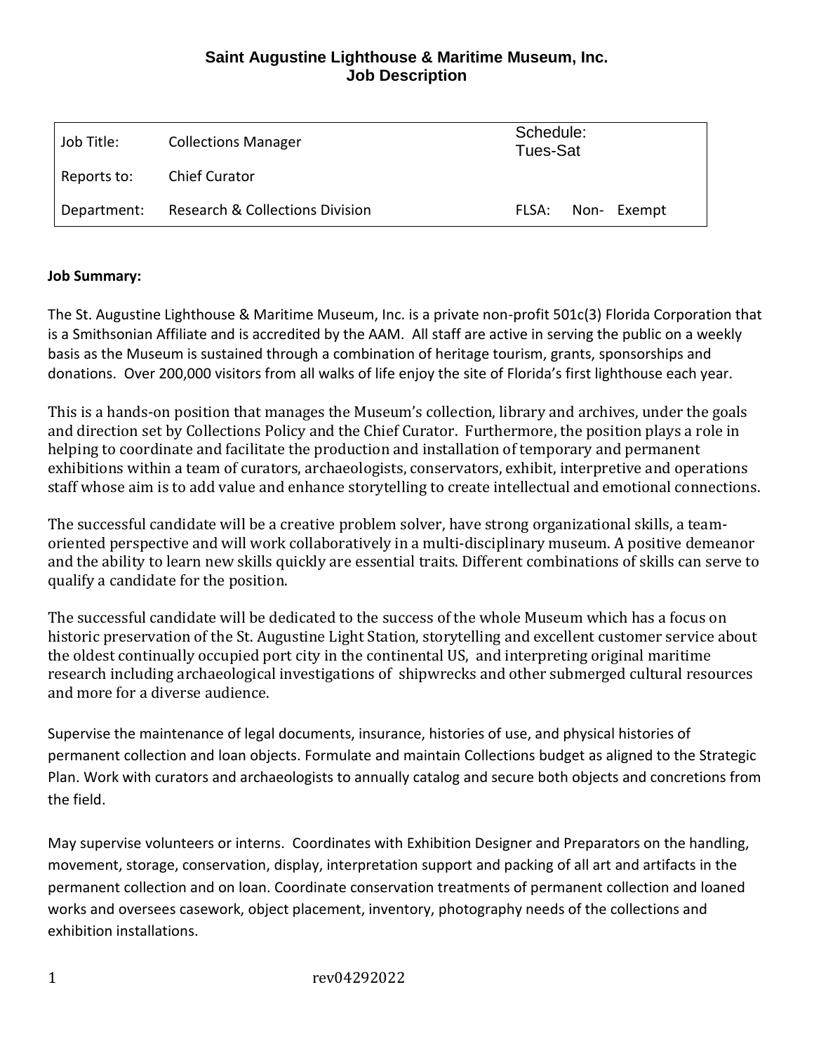# Saint Augustine Lighthouse & Maritime Museum, Inc.
## Job Description

| | | |
|---|---|---|
| Job Title: | Collections Manager | Schedule: Tues-Sat |
| Reports to: | Chief Curator | |
| Department: | Research & Collections Division | FLSA: Non- Exempt |

**Job Summary:**

The St. Augustine Lighthouse & Maritime Museum, Inc. is a private non-profit 501c(3) Florida Corporation that is a Smithsonian Affiliate and is accredited by the AAM. All staff are active in serving the public on a weekly basis as the Museum is sustained through a combination of heritage tourism, grants, sponsorships and donations. Over 200,000 visitors from all walks of life enjoy the site of Florida's first lighthouse each year.

This is a hands-on position that manages the Museum's collection, library and archives, under the goals and direction set by Collections Policy and the Chief Curator. Furthermore, the position plays a role in helping to coordinate and facilitate the production and installation of temporary and permanent exhibitions within a team of curators, archaeologists, conservators, exhibit, interpretive and operations staff whose aim is to add value and enhance storytelling to create intellectual and emotional connections.

The successful candidate will be a creative problem solver, have strong organizational skills, a team-oriented perspective and will work collaboratively in a multi-disciplinary museum. A positive demeanor and the ability to learn new skills quickly are essential traits. Different combinations of skills can serve to qualify a candidate for the position.

The successful candidate will be dedicated to the success of the whole Museum which has a focus on historic preservation of the St. Augustine Light Station, storytelling and excellent customer service about the oldest continually occupied port city in the continental US, and interpreting original maritime research including archaeological investigations of shipwrecks and other submerged cultural resources and more for a diverse audience.

Supervise the maintenance of legal documents, insurance, histories of use, and physical histories of permanent collection and loan objects. Formulate and maintain Collections budget as aligned to the Strategic Plan. Work with curators and archaeologists to annually catalog and secure both objects and concretions from the field.

May supervise volunteers or interns. Coordinates with Exhibition Designer and Preparators on the handling, movement, storage, conservation, display, interpretation support and packing of all art and artifacts in the permanent collection and on loan. Coordinate conservation treatments of permanent collection and loaned works and oversees casework, object placement, inventory, photography needs of the collections and exhibition installations.

rev04292022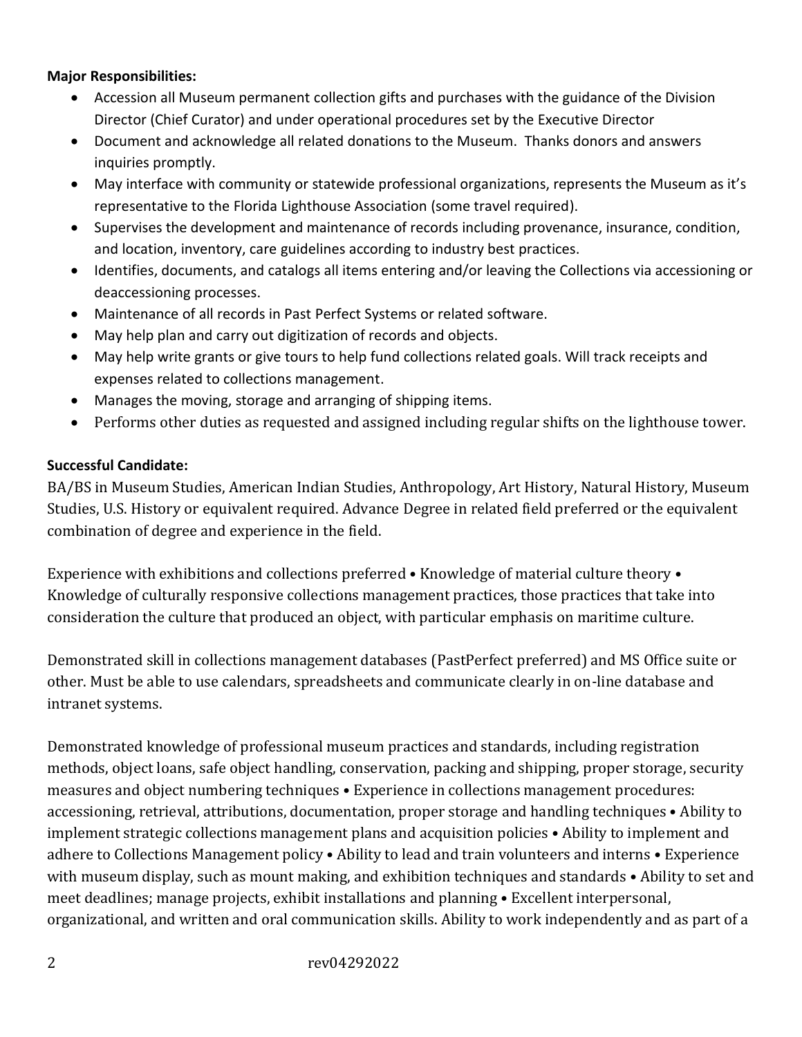**Major Responsibilities:**

- Accession all Museum permanent collection gifts and purchases with the guidance of the Division Director (Chief Curator) and under operational procedures set by the Executive Director
- Document and acknowledge all related donations to the Museum. Thanks donors and answers inquiries promptly.
- May interface with community or statewide professional organizations, represents the Museum as it's representative to the Florida Lighthouse Association (some travel required).
- Supervises the development and maintenance of records including provenance, insurance, condition, and location, inventory, care guidelines according to industry best practices.
- Identifies, documents, and catalogs all items entering and/or leaving the Collections via accessioning or deaccessioning processes.
- Maintenance of all records in Past Perfect Systems or related software.
- May help plan and carry out digitization of records and objects.
- May help write grants or give tours to help fund collections related goals. Will track receipts and expenses related to collections management.
- Manages the moving, storage and arranging of shipping items.
- Performs other duties as requested and assigned including regular shifts on the lighthouse tower.

**Successful Candidate:**

BA/BS in Museum Studies, American Indian Studies, Anthropology, Art History, Natural History, Museum Studies, U.S. History or equivalent required. Advance Degree in related field preferred or the equivalent combination of degree and experience in the field.

Experience with exhibitions and collections preferred • Knowledge of material culture theory • Knowledge of culturally responsive collections management practices, those practices that take into consideration the culture that produced an object, with particular emphasis on maritime culture.

Demonstrated skill in collections management databases (PastPerfect preferred) and MS Office suite or other. Must be able to use calendars, spreadsheets and communicate clearly in on-line database and intranet systems.

Demonstrated knowledge of professional museum practices and standards, including registration methods, object loans, safe object handling, conservation, packing and shipping, proper storage, security measures and object numbering techniques • Experience in collections management procedures: accessioning, retrieval, attributions, documentation, proper storage and handling techniques • Ability to implement strategic collections management plans and acquisition policies • Ability to implement and adhere to Collections Management policy • Ability to lead and train volunteers and interns • Experience with museum display, such as mount making, and exhibition techniques and standards • Ability to set and meet deadlines; manage projects, exhibit installations and planning • Excellent interpersonal, organizational, and written and oral communication skills. Ability to work independently and as part of a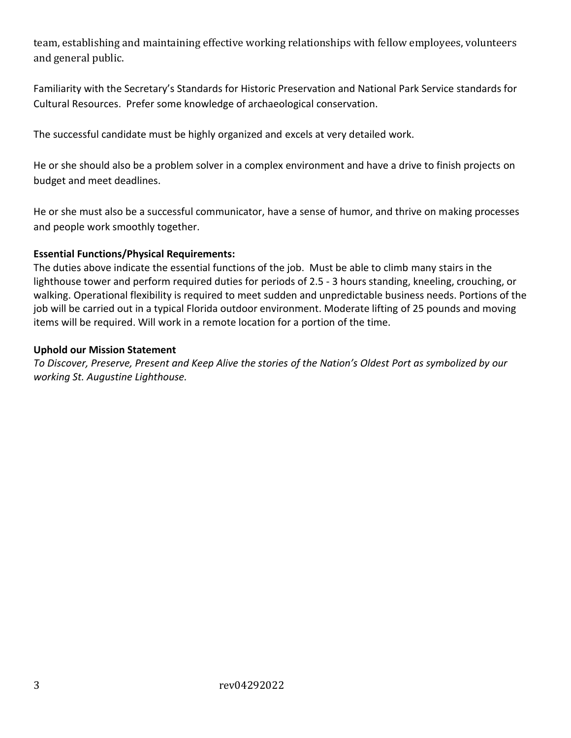team, establishing and maintaining effective working relationships with fellow employees, volunteers and general public.

Familiarity with the Secretary's Standards for Historic Preservation and National Park Service standards for Cultural Resources. Prefer some knowledge of archaeological conservation.

The successful candidate must be highly organized and excels at very detailed work.

He or she should also be a problem solver in a complex environment and have a drive to finish projects on budget and meet deadlines.

He or she must also be a successful communicator, have a sense of humor, and thrive on making processes and people work smoothly together.

**Essential Functions/Physical Requirements:**
The duties above indicate the essential functions of the job. Must be able to climb many stairs in the lighthouse tower and perform required duties for periods of 2.5 - 3 hours standing, kneeling, crouching, or walking. Operational flexibility is required to meet sudden and unpredictable business needs. Portions of the job will be carried out in a typical Florida outdoor environment. Moderate lifting of 25 pounds and moving items will be required. Will work in a remote location for a portion of the time.

**Uphold our Mission Statement**
*To Discover, Preserve, Present and Keep Alive the stories of the Nation's Oldest Port as symbolized by our working St. Augustine Lighthouse.*

rev04292022